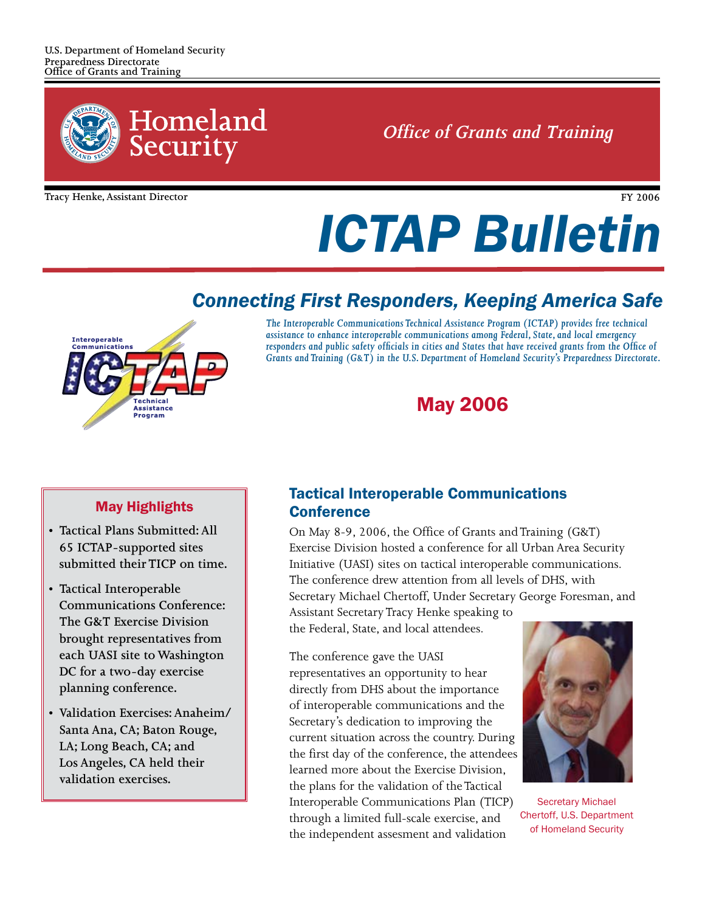U.S. Department of Homeland Security
Preparedness Directorate
Office of Grants and Training

Homeland Security

*Office of Grants and Training*

Tracy Henke, Assistant Director

FY 2006

# ICTAP Bulletin

## Connecting First Responders, Keeping America Safe

Interoperable Communications ICTAP Technical Assistance Program

*The Interoperable Communications Technical Assistance Program (ICTAP) provides free technical assistance to enhance interoperable communications among Federal, State, and local emergency responders and public safety officials in cities and States that have received grants from the Office of Grants and Training (G&T) in the U.S. Department of Homeland Security's Preparedness Directorate.*

## May 2006

### May Highlights

- Tactical Plans Submitted: All 65 ICTAP-supported sites submitted their TICP on time.
- Tactical Interoperable Communications Conference: The G&T Exercise Division brought representatives from each UASI site to Washington DC for a two-day exercise planning conference.
- Validation Exercises: Anaheim/ Santa Ana, CA; Baton Rouge, LA; Long Beach, CA; and Los Angeles, CA held their validation exercises.

### Tactical Interoperable Communications Conference

On May 8-9, 2006, the Office of Grants and Training (G&T) Exercise Division hosted a conference for all Urban Area Security Initiative (UASI) sites on tactical interoperable communications. The conference drew attention from all levels of DHS, with Secretary Michael Chertoff, Under Secretary George Foresman, and Assistant Secretary Tracy Henke speaking to the Federal, State, and local attendees.

The conference gave the UASI representatives an opportunity to hear directly from DHS about the importance of interoperable communications and the Secretary's dedication to improving the current situation across the country. During the first day of the conference, the attendees learned more about the Exercise Division, the plans for the validation of the Tactical Interoperable Communications Plan (TICP) through a limited full-scale exercise, and the independent assesment and validation

Secretary Michael Chertoff, U.S. Department of Homeland Security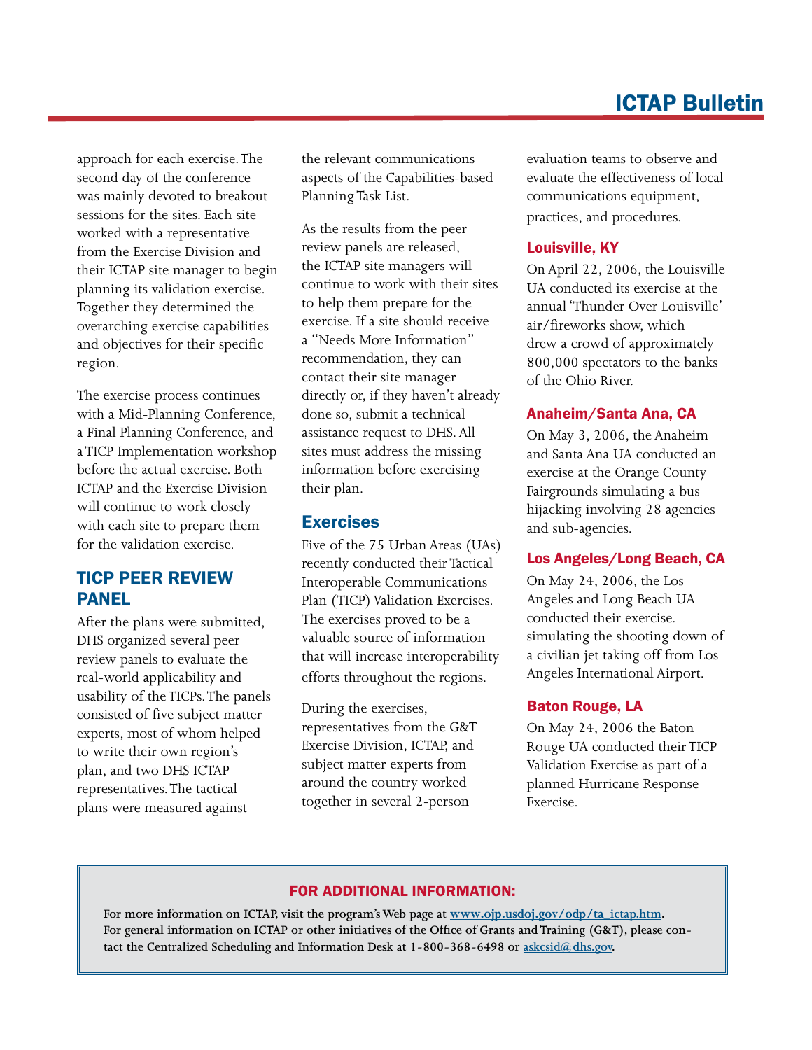approach for each exercise. The second day of the conference was mainly devoted to breakout sessions for the sites. Each site worked with a representative from the Exercise Division and their ICTAP site manager to begin planning its validation exercise. Together they determined the overarching exercise capabilities and objectives for their specific region.

The exercise process continues with a Mid-Planning Conference, a Final Planning Conference, and a TICP Implementation workshop before the actual exercise. Both ICTAP and the Exercise Division will continue to work closely with each site to prepare them for the validation exercise.

## TICP PEER REVIEW PANEL

After the plans were submitted, DHS organized several peer review panels to evaluate the real-world applicability and usability of the TICPs. The panels consisted of five subject matter experts, most of whom helped to write their own region's plan, and two DHS ICTAP representatives. The tactical plans were measured against the relevant communications aspects of the Capabilities-based Planning Task List.

As the results from the peer review panels are released, the ICTAP site managers will continue to work with their sites to help them prepare for the exercise. If a site should receive a "Needs More Information" recommendation, they can contact their site manager directly or, if they haven't already done so, submit a technical assistance request to DHS. All sites must address the missing information before exercising their plan.

## Exercises

Five of the 75 Urban Areas (UAs) recently conducted their Tactical Interoperable Communications Plan (TICP) Validation Exercises. The exercises proved to be a valuable source of information that will increase interoperability efforts throughout the regions.

During the exercises, representatives from the G&T Exercise Division, ICTAP, and subject matter experts from around the country worked together in several 2-person evaluation teams to observe and evaluate the effectiveness of local communications equipment, practices, and procedures.

### Louisville, KY

On April 22, 2006, the Louisville UA conducted its exercise at the annual 'Thunder Over Louisville' air/fireworks show, which drew a crowd of approximately 800,000 spectators to the banks of the Ohio River.

### Anaheim/Santa Ana, CA

On May 3, 2006, the Anaheim and Santa Ana UA conducted an exercise at the Orange County Fairgrounds simulating a bus hijacking involving 28 agencies and sub-agencies.

### Los Angeles/Long Beach, CA

On May 24, 2006, the Los Angeles and Long Beach UA conducted their exercise. simulating the shooting down of a civilian jet taking off from Los Angeles International Airport.

### Baton Rouge, LA

On May 24, 2006 the Baton Rouge UA conducted their TICP Validation Exercise as part of a planned Hurricane Response Exercise.

---

**FOR ADDITIONAL INFORMATION:**

**For more information on ICTAP, visit the program's Web page at www.ojp.usdoj.gov/odp/ta_ictap.htm. For general information on ICTAP or other initiatives of the Office of Grants and Training (G&T), please contact the Centralized Scheduling and Information Desk at 1-800-368-6498 or askcsid@dhs.gov.**